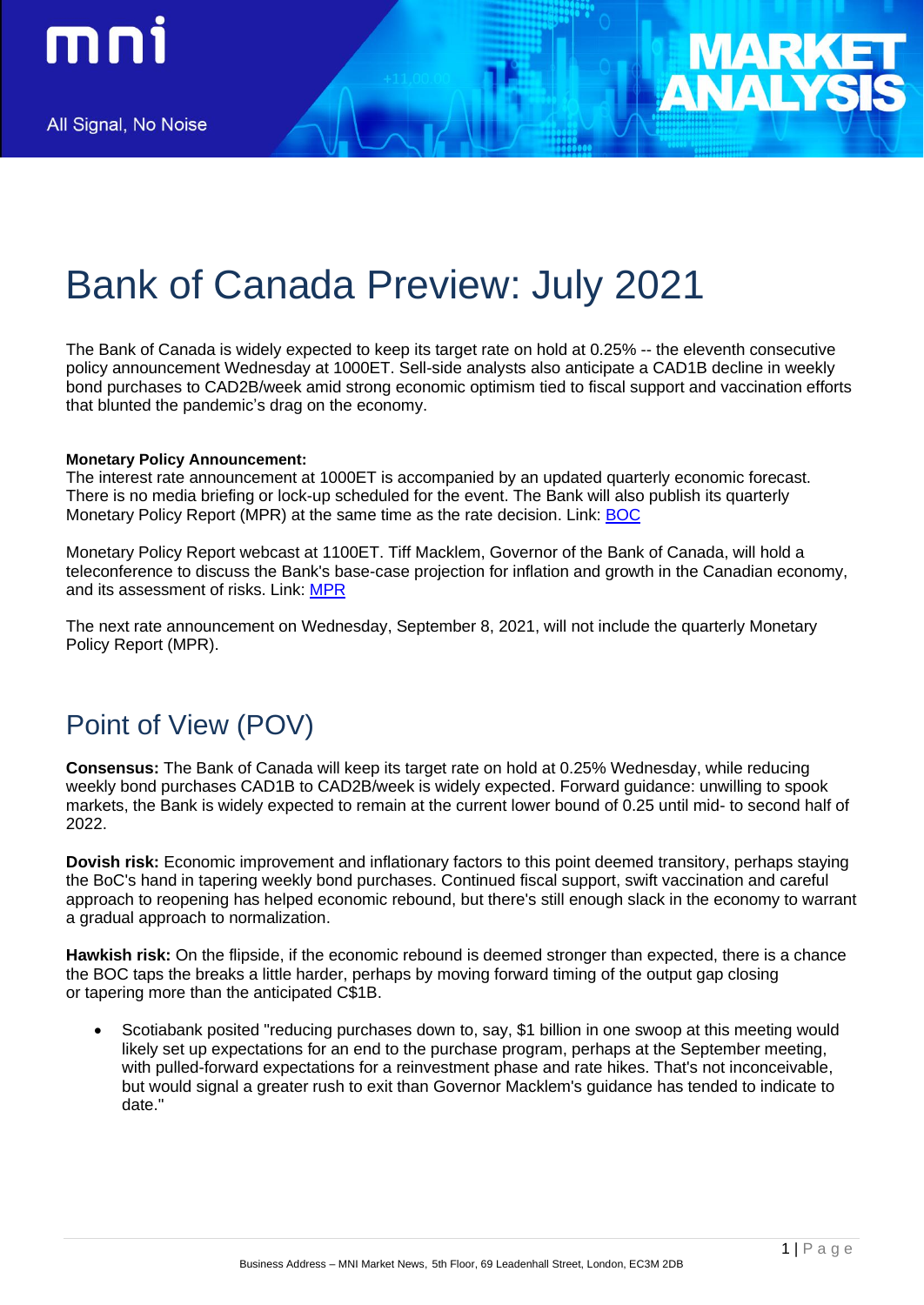# Bank of Canada Preview: July 2021

The Bank of Canada is widely expected to keep its target rate on hold at 0.25% -- the eleventh consecutive policy announcement Wednesday at 1000ET. Sell-side analysts also anticipate a CAD1B decline in weekly bond purchases to CAD2B/week amid strong economic optimism tied to fiscal support and vaccination efforts that blunted the pandemic's drag on the economy.

**Monetary Policy Announcement:**
The interest rate announcement at 1000ET is accompanied by an updated quarterly economic forecast. There is no media briefing or lock-up scheduled for the event. The Bank will also publish its quarterly Monetary Policy Report (MPR) at the same time as the rate decision. Link: BOC

Monetary Policy Report webcast at 1100ET. Tiff Macklem, Governor of the Bank of Canada, will hold a teleconference to discuss the Bank's base-case projection for inflation and growth in the Canadian economy, and its assessment of risks. Link: MPR

The next rate announcement on Wednesday, September 8, 2021, will not include the quarterly Monetary Policy Report (MPR).

## Point of View (POV)

**Consensus:** The Bank of Canada will keep its target rate on hold at 0.25% Wednesday, while reducing weekly bond purchases CAD1B to CAD2B/week is widely expected. Forward guidance: unwilling to spook markets, the Bank is widely expected to remain at the current lower bound of 0.25 until mid- to second half of 2022.

**Dovish risk:** Economic improvement and inflationary factors to this point deemed transitory, perhaps staying the BoC's hand in tapering weekly bond purchases. Continued fiscal support, swift vaccination and careful approach to reopening has helped economic rebound, but there's still enough slack in the economy to warrant a gradual approach to normalization.

**Hawkish risk:** On the flipside, if the economic rebound is deemed stronger than expected, there is a chance the BOC taps the breaks a little harder, perhaps by moving forward timing of the output gap closing or tapering more than the anticipated C$1B.

- Scotiabank posited "reducing purchases down to, say, $1 billion in one swoop at this meeting would likely set up expectations for an end to the purchase program, perhaps at the September meeting, with pulled-forward expectations for a reinvestment phase and rate hikes. That's not inconceivable, but would signal a greater rush to exit than Governor Macklem's guidance has tended to indicate to date."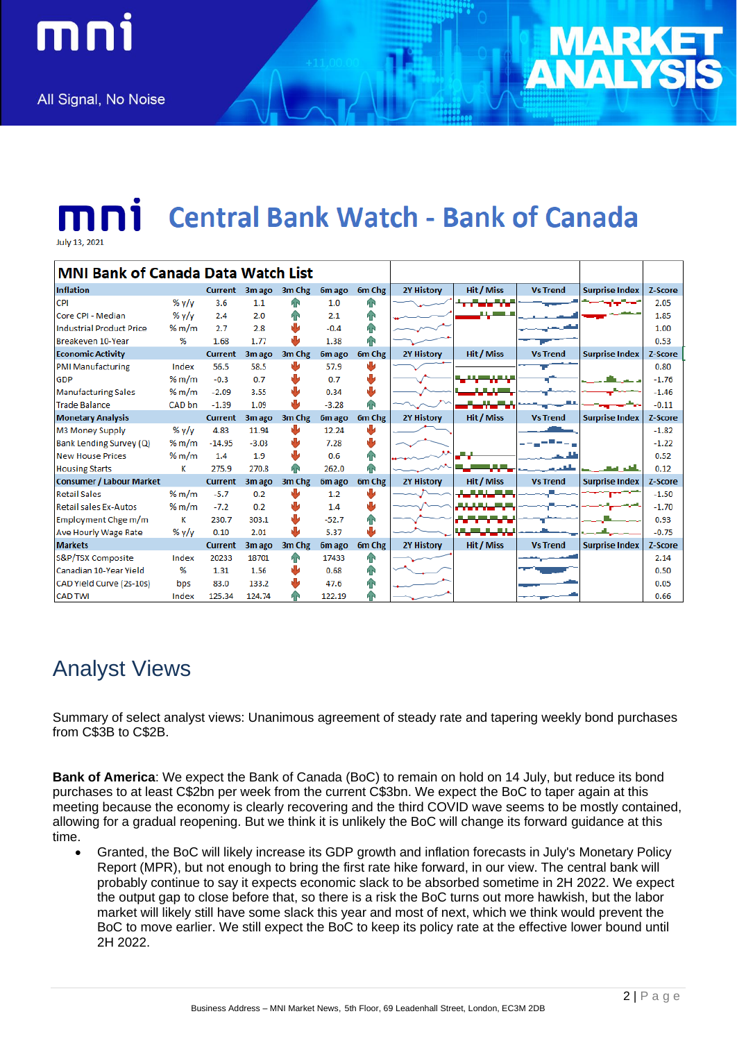# Central Bank Watch - Bank of Canada

July 13, 2021

## MNI Bank of Canada Data Watch List

| Inflation | | Current | 3m ago | 3m Chg | 6m ago | 6m Chg | 2Y History | Hit / Miss | Vs Trend | Surprise Index | Z-Score |
|---|---|---|---|---|---|---|---|---|---|---|
| CPI | % y/y | 3.6 | 1.1 | ↑ | 1.0 | ↑ | | | | | 2.05 |
| Core CPI - Median | % y/y | 2.4 | 2.0 | ↑ | 2.1 | ↑ | | | | | 1.85 |
| Industrial Product Price | % m/m | 2.7 | 2.8 | ↓ | -0.4 | ↑ | | | | | 1.00 |
| Breakeven 10-Year | % | 1.68 | 1.77 | ↓ | 1.38 | ↑ | | | | | 0.53 |
| **Economic Activity** | | **Current** | **3m ago** | **3m Chg** | **6m ago** | **6m Chg** | **2Y History** | **Hit / Miss** | **Vs Trend** | **Surprise Index** | **Z-Score** |
| PMI Manufacturing | Index | 56.5 | 58.5 | ↓ | 57.9 | ↓ | | | | | 0.80 |
| GDP | % m/m | -0.3 | 0.7 | ↓ | 0.7 | ↓ | | | | | -1.76 |
| Manufacturing Sales | % m/m | -2.09 | 3.55 | ↓ | 0.34 | ↓ | | | | | -1.46 |
| Trade Balance | CAD bn | -1.39 | 1.09 | ↓ | -3.28 | ↑ | | | | | -0.11 |
| **Monetary Analysis** | | **Current** | **3m ago** | **3m Chg** | **6m ago** | **6m Chg** | **2Y History** | **Hit / Miss** | **Vs Trend** | **Surprise Index** | **Z-Score** |
| M3 Money Supply | % y/y | 4.83 | 11.94 | ↓ | 12.24 | ↓ | | | | | -1.82 |
| Bank Lending Survey (Q) | % m/m | -14.95 | -3.03 | ↓ | 7.28 | ↓ | | | | | -1.22 |
| New House Prices | % m/m | 1.4 | 1.9 | ↓ | 0.6 | ↑ | | | | | 0.52 |
| Housing Starts | K | 275.9 | 270.8 | ↑ | 262.0 | ↑ | | | | | 0.12 |
| **Consumer / Labour Market** | | **Current** | **3m ago** | **3m Chg** | **6m ago** | **6m Chg** | **2Y History** | **Hit / Miss** | **Vs Trend** | **Surprise Index** | **Z-Score** |
| Retail Sales | % m/m | -5.7 | 0.2 | ↓ | 1.2 | ↓ | | | | | -1.50 |
| Retail sales Ex-Autos | % m/m | -7.2 | 0.2 | ↓ | 1.4 | ↓ | | | | | -1.70 |
| Employment Chge m/m | K | 230.7 | 303.1 | ↓ | -52.7 | ↑ | | | | | 0.93 |
| Ave Hourly Wage Rate | % y/y | 0.10 | 2.01 | ↓ | 5.37 | ↓ | | | | | -0.75 |
| **Markets** | | **Current** | **3m ago** | **3m Chg** | **6m ago** | **6m Chg** | **2Y History** | **Hit / Miss** | **Vs Trend** | **Surprise Index** | **Z-Score** |
| S&P/TSX Composite | Index | 20233 | 18701 | ↑ | 17433 | ↑ | | | | | 2.14 |
| Canadian 10-Year Yield | % | 1.31 | 1.56 | ↓ | 0.68 | ↑ | | | | | 0.50 |
| CAD Yield Curve (2s-10s) | bps | 83.0 | 133.2 | ↓ | 47.6 | ↑ | | | | | 0.05 |
| CAD TWI | Index | 125.34 | 124.74 | ↑ | 122.19 | ↑ | | | | | 0.66 |

# Analyst Views

Summary of select analyst views: Unanimous agreement of steady rate and tapering weekly bond purchases from C$3B to C$2B.

**Bank of America**: We expect the Bank of Canada (BoC) to remain on hold on 14 July, but reduce its bond purchases to at least C$2bn per week from the current C$3bn. We expect the BoC to taper again at this meeting because the economy is clearly recovering and the third COVID wave seems to be mostly contained, allowing for a gradual reopening. But we think it is unlikely the BoC will change its forward guidance at this time.

- Granted, the BoC will likely increase its GDP growth and inflation forecasts in July's Monetary Policy Report (MPR), but not enough to bring the first rate hike forward, in our view. The central bank will probably continue to say it expects economic slack to be absorbed sometime in 2H 2022. We expect the output gap to close before that, so there is a risk the BoC turns out more hawkish, but the labor market will likely still have some slack this year and most of next, which we think would prevent the BoC to move earlier. We still expect the BoC to keep its policy rate at the effective lower bound until 2H 2022.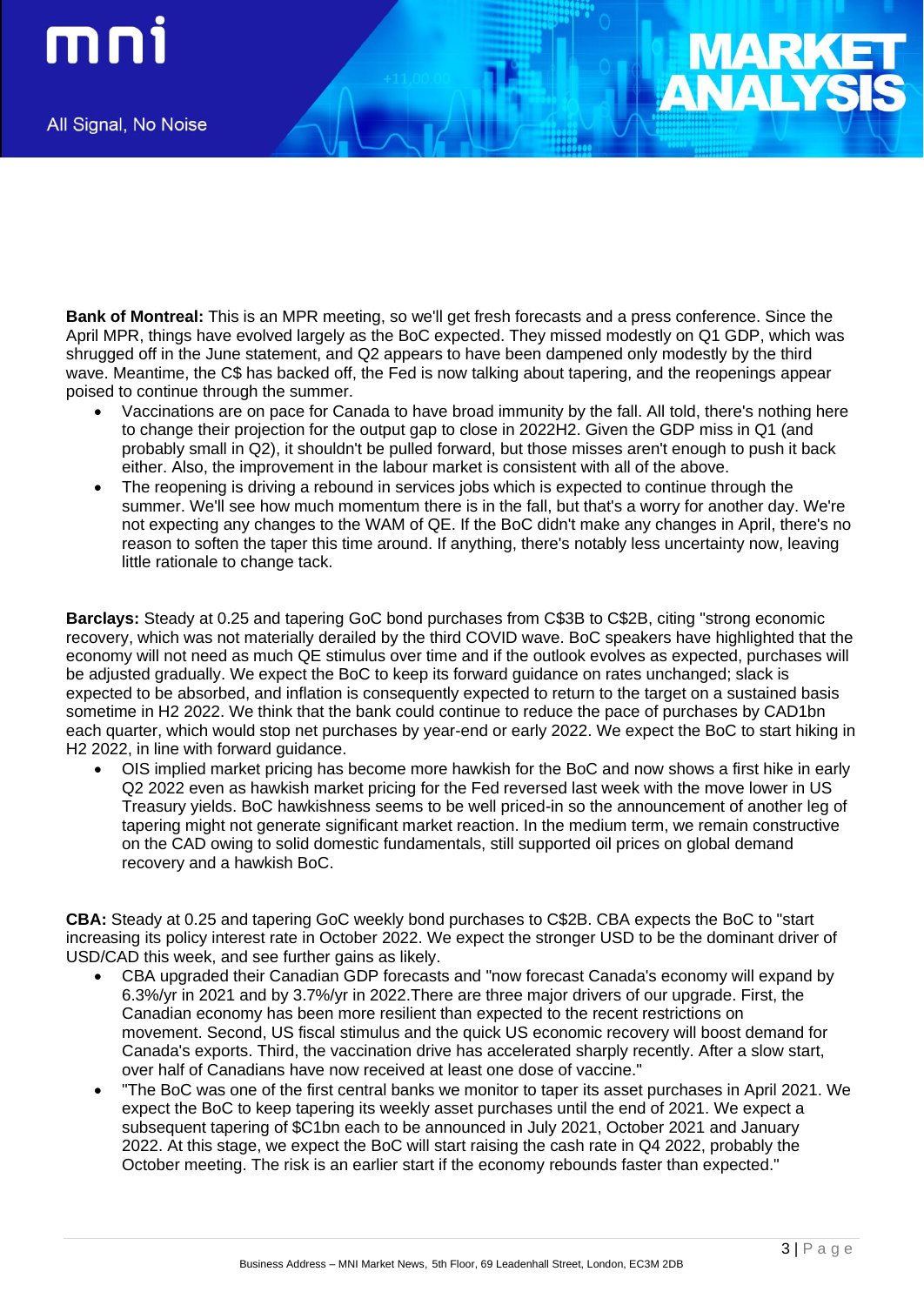**Bank of Montreal:** This is an MPR meeting, so we'll get fresh forecasts and a press conference. Since the April MPR, things have evolved largely as the BoC expected. They missed modestly on Q1 GDP, which was shrugged off in the June statement, and Q2 appears to have been dampened only modestly by the third wave. Meantime, the C$ has backed off, the Fed is now talking about tapering, and the reopenings appear poised to continue through the summer.

- Vaccinations are on pace for Canada to have broad immunity by the fall. All told, there's nothing here to change their projection for the output gap to close in 2022H2. Given the GDP miss in Q1 (and probably small in Q2), it shouldn't be pulled forward, but those misses aren't enough to push it back either. Also, the improvement in the labour market is consistent with all of the above.
- The reopening is driving a rebound in services jobs which is expected to continue through the summer. We'll see how much momentum there is in the fall, but that's a worry for another day. We're not expecting any changes to the WAM of QE. If the BoC didn't make any changes in April, there's no reason to soften the taper this time around. If anything, there's notably less uncertainty now, leaving little rationale to change tack.

**Barclays:** Steady at 0.25 and tapering GoC bond purchases from C$3B to C$2B, citing "strong economic recovery, which was not materially derailed by the third COVID wave. BoC speakers have highlighted that the economy will not need as much QE stimulus over time and if the outlook evolves as expected, purchases will be adjusted gradually. We expect the BoC to keep its forward guidance on rates unchanged; slack is expected to be absorbed, and inflation is consequently expected to return to the target on a sustained basis sometime in H2 2022. We think that the bank could continue to reduce the pace of purchases by CAD1bn each quarter, which would stop net purchases by year-end or early 2022. We expect the BoC to start hiking in H2 2022, in line with forward guidance.

- OIS implied market pricing has become more hawkish for the BoC and now shows a first hike in early Q2 2022 even as hawkish market pricing for the Fed reversed last week with the move lower in US Treasury yields. BoC hawkishness seems to be well priced-in so the announcement of another leg of tapering might not generate significant market reaction. In the medium term, we remain constructive on the CAD owing to solid domestic fundamentals, still supported oil prices on global demand recovery and a hawkish BoC.

**CBA:** Steady at 0.25 and tapering GoC weekly bond purchases to C$2B. CBA expects the BoC to "start increasing its policy interest rate in October 2022. We expect the stronger USD to be the dominant driver of USD/CAD this week, and see further gains as likely.

- CBA upgraded their Canadian GDP forecasts and "now forecast Canada's economy will expand by 6.3%/yr in 2021 and by 3.7%/yr in 2022.There are three major drivers of our upgrade. First, the Canadian economy has been more resilient than expected to the recent restrictions on movement. Second, US fiscal stimulus and the quick US economic recovery will boost demand for Canada's exports. Third, the vaccination drive has accelerated sharply recently. After a slow start, over half of Canadians have now received at least one dose of vaccine."
- "The BoC was one of the first central banks we monitor to taper its asset purchases in April 2021. We expect the BoC to keep tapering its weekly asset purchases until the end of 2021. We expect a subsequent tapering of $C1bn each to be announced in July 2021, October 2021 and January 2022. At this stage, we expect the BoC will start raising the cash rate in Q4 2022, probably the October meeting. The risk is an earlier start if the economy rebounds faster than expected."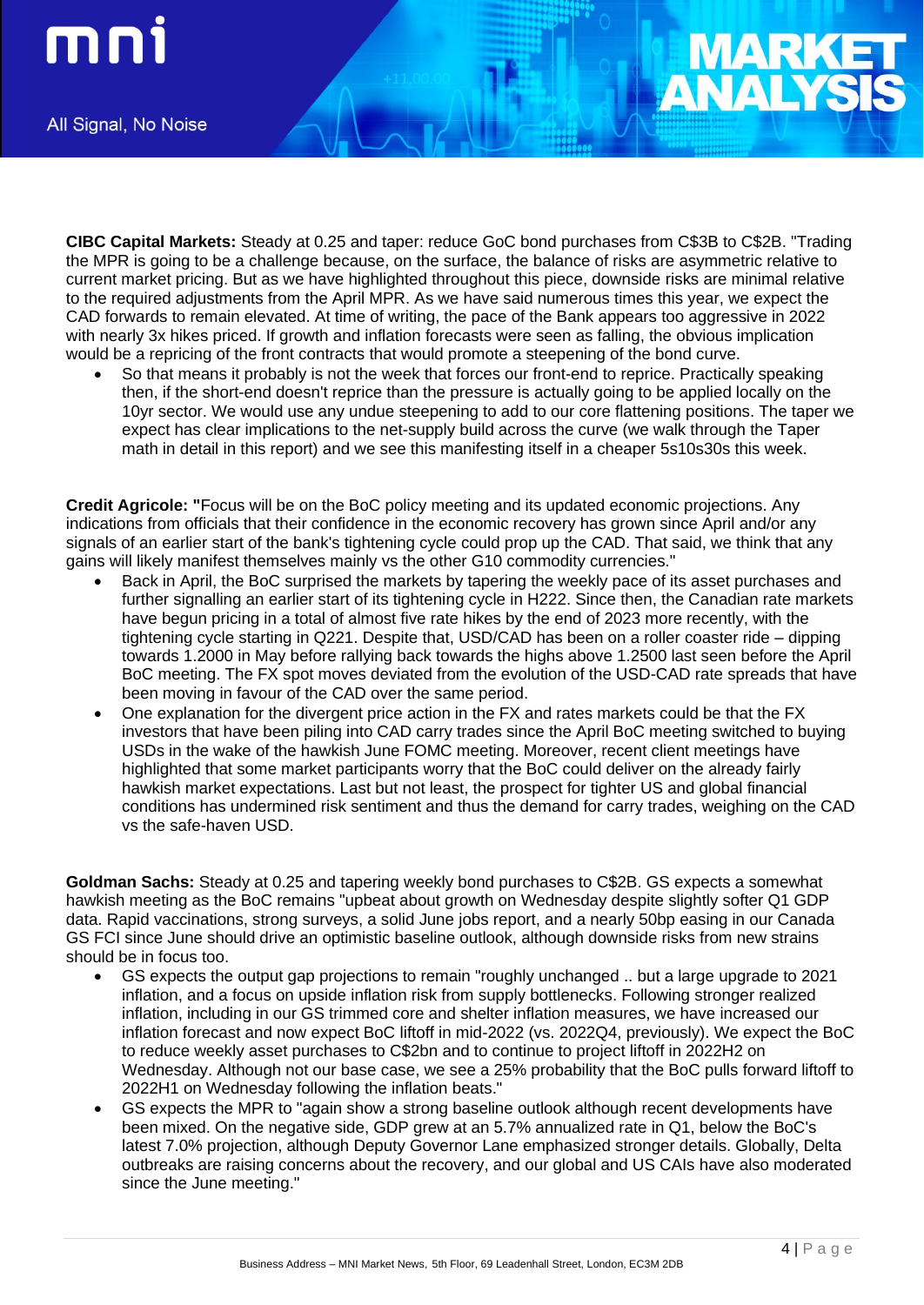**CIBC Capital Markets:** Steady at 0.25 and taper: reduce GoC bond purchases from C$3B to C$2B. "Trading the MPR is going to be a challenge because, on the surface, the balance of risks are asymmetric relative to current market pricing. But as we have highlighted throughout this piece, downside risks are minimal relative to the required adjustments from the April MPR. As we have said numerous times this year, we expect the CAD forwards to remain elevated. At time of writing, the pace of the Bank appears too aggressive in 2022 with nearly 3x hikes priced. If growth and inflation forecasts were seen as falling, the obvious implication would be a repricing of the front contracts that would promote a steepening of the bond curve.

- So that means it probably is not the week that forces our front-end to reprice. Practically speaking then, if the short-end doesn't reprice than the pressure is actually going to be applied locally on the 10yr sector. We would use any undue steepening to add to our core flattening positions. The taper we expect has clear implications to the net-supply build across the curve (we walk through the Taper math in detail in this report) and we see this manifesting itself in a cheaper 5s10s30s this week.

**Credit Agricole: "**Focus will be on the BoC policy meeting and its updated economic projections. Any indications from officials that their confidence in the economic recovery has grown since April and/or any signals of an earlier start of the bank's tightening cycle could prop up the CAD. That said, we think that any gains will likely manifest themselves mainly vs the other G10 commodity currencies."

- Back in April, the BoC surprised the markets by tapering the weekly pace of its asset purchases and further signalling an earlier start of its tightening cycle in H222. Since then, the Canadian rate markets have begun pricing in a total of almost five rate hikes by the end of 2023 more recently, with the tightening cycle starting in Q221. Despite that, USD/CAD has been on a roller coaster ride – dipping towards 1.2000 in May before rallying back towards the highs above 1.2500 last seen before the April BoC meeting. The FX spot moves deviated from the evolution of the USD-CAD rate spreads that have been moving in favour of the CAD over the same period.
- One explanation for the divergent price action in the FX and rates markets could be that the FX investors that have been piling into CAD carry trades since the April BoC meeting switched to buying USDs in the wake of the hawkish June FOMC meeting. Moreover, recent client meetings have highlighted that some market participants worry that the BoC could deliver on the already fairly hawkish market expectations. Last but not least, the prospect for tighter US and global financial conditions has undermined risk sentiment and thus the demand for carry trades, weighing on the CAD vs the safe-haven USD.

**Goldman Sachs:** Steady at 0.25 and tapering weekly bond purchases to C$2B. GS expects a somewhat hawkish meeting as the BoC remains "upbeat about growth on Wednesday despite slightly softer Q1 GDP data. Rapid vaccinations, strong surveys, a solid June jobs report, and a nearly 50bp easing in our Canada GS FCI since June should drive an optimistic baseline outlook, although downside risks from new strains should be in focus too.

- GS expects the output gap projections to remain "roughly unchanged .. but a large upgrade to 2021 inflation, and a focus on upside inflation risk from supply bottlenecks. Following stronger realized inflation, including in our GS trimmed core and shelter inflation measures, we have increased our inflation forecast and now expect BoC liftoff in mid-2022 (vs. 2022Q4, previously). We expect the BoC to reduce weekly asset purchases to C$2bn and to continue to project liftoff in 2022H2 on Wednesday. Although not our base case, we see a 25% probability that the BoC pulls forward liftoff to 2022H1 on Wednesday following the inflation beats."
- GS expects the MPR to "again show a strong baseline outlook although recent developments have been mixed. On the negative side, GDP grew at an 5.7% annualized rate in Q1, below the BoC's latest 7.0% projection, although Deputy Governor Lane emphasized stronger details. Globally, Delta outbreaks are raising concerns about the recovery, and our global and US CAIs have also moderated since the June meeting."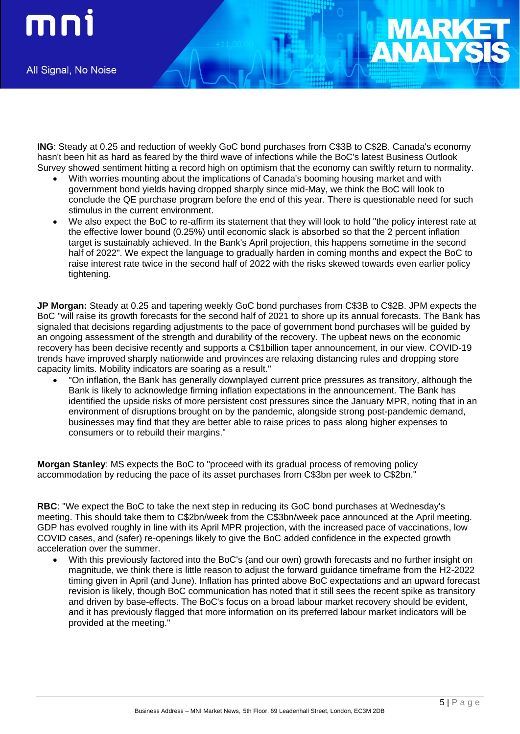**ING**: Steady at 0.25 and reduction of weekly GoC bond purchases from C$3B to C$2B. Canada's economy hasn't been hit as hard as feared by the third wave of infections while the BoC's latest Business Outlook Survey showed sentiment hitting a record high on optimism that the economy can swiftly return to normality.

- With worries mounting about the implications of Canada's booming housing market and with government bond yields having dropped sharply since mid-May, we think the BoC will look to conclude the QE purchase program before the end of this year. There is questionable need for such stimulus in the current environment.
- We also expect the BoC to re-affirm its statement that they will look to hold "the policy interest rate at the effective lower bound (0.25%) until economic slack is absorbed so that the 2 percent inflation target is sustainably achieved. In the Bank's April projection, this happens sometime in the second half of 2022". We expect the language to gradually harden in coming months and expect the BoC to raise interest rate twice in the second half of 2022 with the risks skewed towards even earlier policy tightening.

**JP Morgan:** Steady at 0.25 and tapering weekly GoC bond purchases from C$3B to C$2B. JPM expects the BoC "will raise its growth forecasts for the second half of 2021 to shore up its annual forecasts. The Bank has signaled that decisions regarding adjustments to the pace of government bond purchases will be guided by an ongoing assessment of the strength and durability of the recovery. The upbeat news on the economic recovery has been decisive recently and supports a C$1billion taper announcement, in our view. COVID-19 trends have improved sharply nationwide and provinces are relaxing distancing rules and dropping store capacity limits. Mobility indicators are soaring as a result."

- "On inflation, the Bank has generally downplayed current price pressures as transitory, although the Bank is likely to acknowledge firming inflation expectations in the announcement. The Bank has identified the upside risks of more persistent cost pressures since the January MPR, noting that in an environment of disruptions brought on by the pandemic, alongside strong post-pandemic demand, businesses may find that they are better able to raise prices to pass along higher expenses to consumers or to rebuild their margins."

**Morgan Stanley**: MS expects the BoC to "proceed with its gradual process of removing policy accommodation by reducing the pace of its asset purchases from C$3bn per week to C$2bn."

**RBC**: "We expect the BoC to take the next step in reducing its GoC bond purchases at Wednesday's meeting. This should take them to C$2bn/week from the C$3bn/week pace announced at the April meeting. GDP has evolved roughly in line with its April MPR projection, with the increased pace of vaccinations, low COVID cases, and (safer) re-openings likely to give the BoC added confidence in the expected growth acceleration over the summer.

- With this previously factored into the BoC's (and our own) growth forecasts and no further insight on magnitude, we think there is little reason to adjust the forward guidance timeframe from the H2-2022 timing given in April (and June). Inflation has printed above BoC expectations and an upward forecast revision is likely, though BoC communication has noted that it still sees the recent spike as transitory and driven by base-effects. The BoC's focus on a broad labour market recovery should be evident, and it has previously flagged that more information on its preferred labour market indicators will be provided at the meeting."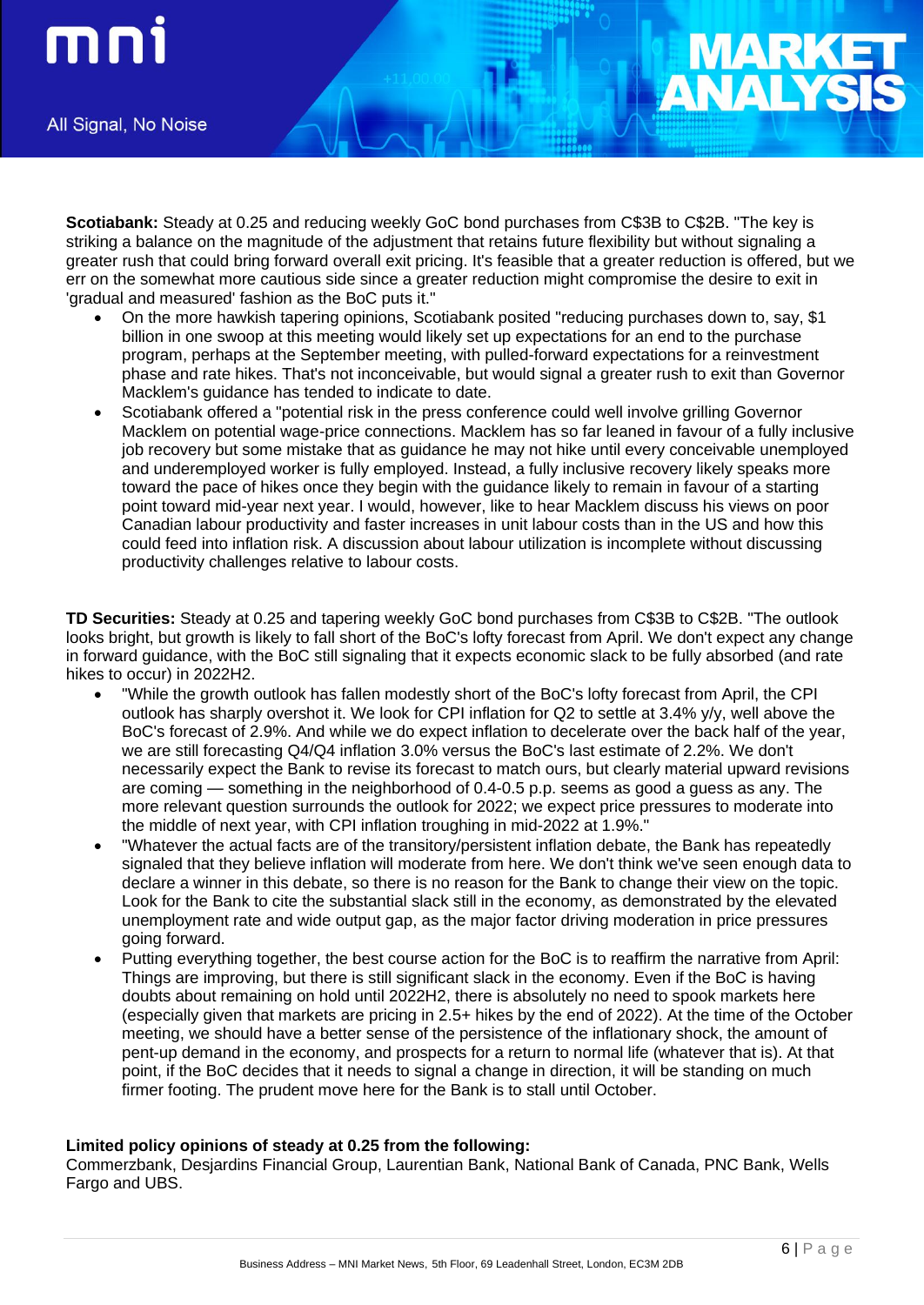**Scotiabank:** Steady at 0.25 and reducing weekly GoC bond purchases from C$3B to C$2B. "The key is striking a balance on the magnitude of the adjustment that retains future flexibility but without signaling a greater rush that could bring forward overall exit pricing. It's feasible that a greater reduction is offered, but we err on the somewhat more cautious side since a greater reduction might compromise the desire to exit in 'gradual and measured' fashion as the BoC puts it."

- On the more hawkish tapering opinions, Scotiabank posited "reducing purchases down to, say, $1 billion in one swoop at this meeting would likely set up expectations for an end to the purchase program, perhaps at the September meeting, with pulled-forward expectations for a reinvestment phase and rate hikes. That's not inconceivable, but would signal a greater rush to exit than Governor Macklem's guidance has tended to indicate to date.
- Scotiabank offered a "potential risk in the press conference could well involve grilling Governor Macklem on potential wage-price connections. Macklem has so far leaned in favour of a fully inclusive job recovery but some mistake that as guidance he may not hike until every conceivable unemployed and underemployed worker is fully employed. Instead, a fully inclusive recovery likely speaks more toward the pace of hikes once they begin with the guidance likely to remain in favour of a starting point toward mid-year next year. I would, however, like to hear Macklem discuss his views on poor Canadian labour productivity and faster increases in unit labour costs than in the US and how this could feed into inflation risk. A discussion about labour utilization is incomplete without discussing productivity challenges relative to labour costs.

**TD Securities:** Steady at 0.25 and tapering weekly GoC bond purchases from C$3B to C$2B. "The outlook looks bright, but growth is likely to fall short of the BoC's lofty forecast from April. We don't expect any change in forward guidance, with the BoC still signaling that it expects economic slack to be fully absorbed (and rate hikes to occur) in 2022H2.

- "While the growth outlook has fallen modestly short of the BoC's lofty forecast from April, the CPI outlook has sharply overshot it. We look for CPI inflation for Q2 to settle at 3.4% y/y, well above the BoC's forecast of 2.9%. And while we do expect inflation to decelerate over the back half of the year, we are still forecasting Q4/Q4 inflation 3.0% versus the BoC's last estimate of 2.2%. We don't necessarily expect the Bank to revise its forecast to match ours, but clearly material upward revisions are coming — something in the neighborhood of 0.4-0.5 p.p. seems as good a guess as any. The more relevant question surrounds the outlook for 2022; we expect price pressures to moderate into the middle of next year, with CPI inflation troughing in mid-2022 at 1.9%."
- "Whatever the actual facts are of the transitory/persistent inflation debate, the Bank has repeatedly signaled that they believe inflation will moderate from here. We don't think we've seen enough data to declare a winner in this debate, so there is no reason for the Bank to change their view on the topic. Look for the Bank to cite the substantial slack still in the economy, as demonstrated by the elevated unemployment rate and wide output gap, as the major factor driving moderation in price pressures going forward.
- Putting everything together, the best course action for the BoC is to reaffirm the narrative from April: Things are improving, but there is still significant slack in the economy. Even if the BoC is having doubts about remaining on hold until 2022H2, there is absolutely no need to spook markets here (especially given that markets are pricing in 2.5+ hikes by the end of 2022). At the time of the October meeting, we should have a better sense of the persistence of the inflationary shock, the amount of pent-up demand in the economy, and prospects for a return to normal life (whatever that is). At that point, if the BoC decides that it needs to signal a change in direction, it will be standing on much firmer footing. The prudent move here for the Bank is to stall until October.

**Limited policy opinions of steady at 0.25 from the following:**
Commerzbank, Desjardins Financial Group, Laurentian Bank, National Bank of Canada, PNC Bank, Wells Fargo and UBS.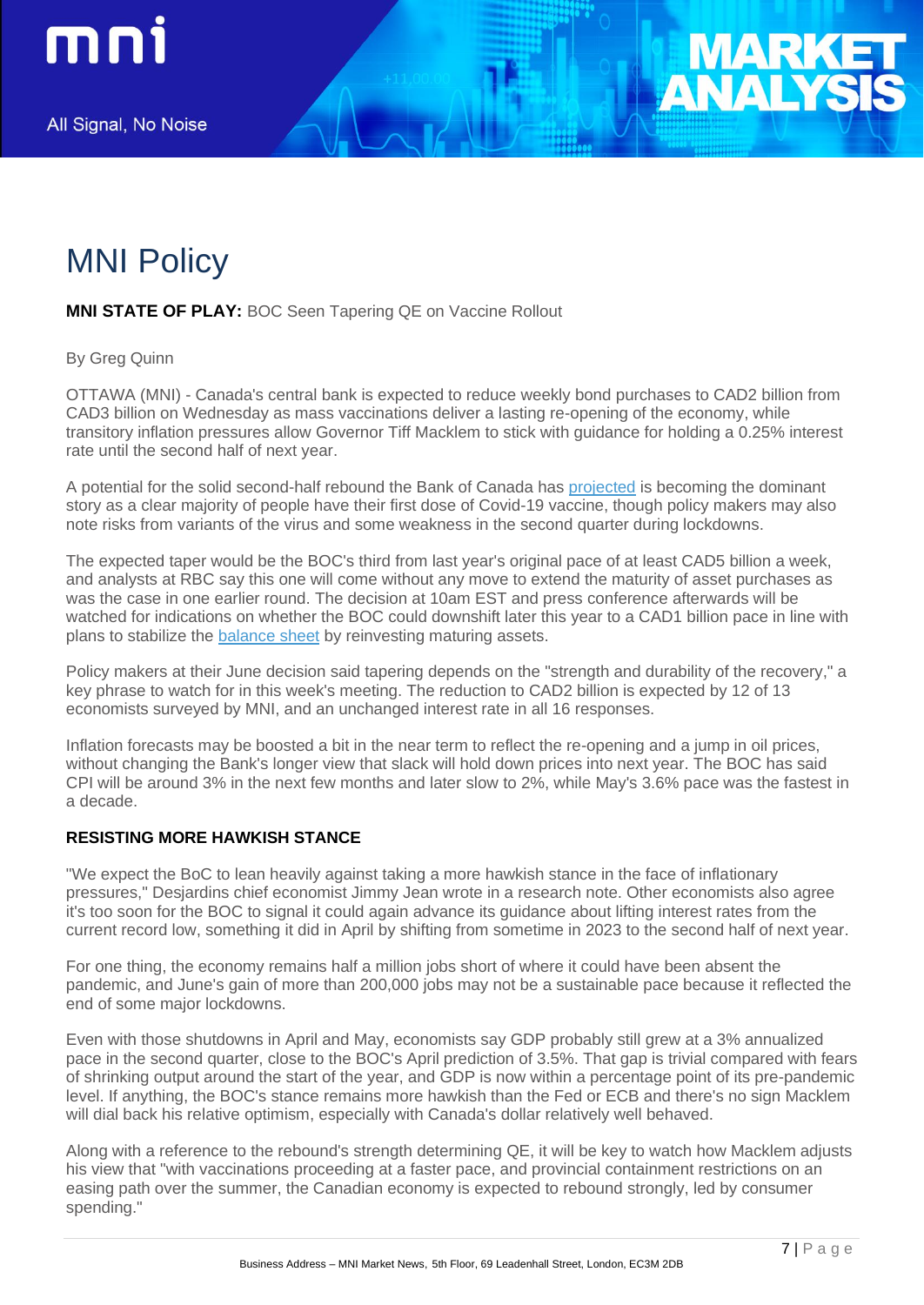# MNI Policy

**MNI STATE OF PLAY:** BOC Seen Tapering QE on Vaccine Rollout

By Greg Quinn

OTTAWA (MNI) - Canada's central bank is expected to reduce weekly bond purchases to CAD2 billion from CAD3 billion on Wednesday as mass vaccinations deliver a lasting re-opening of the economy, while transitory inflation pressures allow Governor Tiff Macklem to stick with guidance for holding a 0.25% interest rate until the second half of next year.

A potential for the solid second-half rebound the Bank of Canada has projected is becoming the dominant story as a clear majority of people have their first dose of Covid-19 vaccine, though policy makers may also note risks from variants of the virus and some weakness in the second quarter during lockdowns.

The expected taper would be the BOC's third from last year's original pace of at least CAD5 billion a week, and analysts at RBC say this one will come without any move to extend the maturity of asset purchases as was the case in one earlier round. The decision at 10am EST and press conference afterwards will be watched for indications on whether the BOC could downshift later this year to a CAD1 billion pace in line with plans to stabilize the balance sheet by reinvesting maturing assets.

Policy makers at their June decision said tapering depends on the "strength and durability of the recovery," a key phrase to watch for in this week's meeting. The reduction to CAD2 billion is expected by 12 of 13 economists surveyed by MNI, and an unchanged interest rate in all 16 responses.

Inflation forecasts may be boosted a bit in the near term to reflect the re-opening and a jump in oil prices, without changing the Bank's longer view that slack will hold down prices into next year. The BOC has said CPI will be around 3% in the next few months and later slow to 2%, while May's 3.6% pace was the fastest in a decade.

**RESISTING MORE HAWKISH STANCE**

"We expect the BoC to lean heavily against taking a more hawkish stance in the face of inflationary pressures," Desjardins chief economist Jimmy Jean wrote in a research note. Other economists also agree it's too soon for the BOC to signal it could again advance its guidance about lifting interest rates from the current record low, something it did in April by shifting from sometime in 2023 to the second half of next year.

For one thing, the economy remains half a million jobs short of where it could have been absent the pandemic, and June's gain of more than 200,000 jobs may not be a sustainable pace because it reflected the end of some major lockdowns.

Even with those shutdowns in April and May, economists say GDP probably still grew at a 3% annualized pace in the second quarter, close to the BOC's April prediction of 3.5%. That gap is trivial compared with fears of shrinking output around the start of the year, and GDP is now within a percentage point of its pre-pandemic level. If anything, the BOC's stance remains more hawkish than the Fed or ECB and there's no sign Macklem will dial back his relative optimism, especially with Canada's dollar relatively well behaved.

Along with a reference to the rebound's strength determining QE, it will be key to watch how Macklem adjusts his view that "with vaccinations proceeding at a faster pace, and provincial containment restrictions on an easing path over the summer, the Canadian economy is expected to rebound strongly, led by consumer spending."